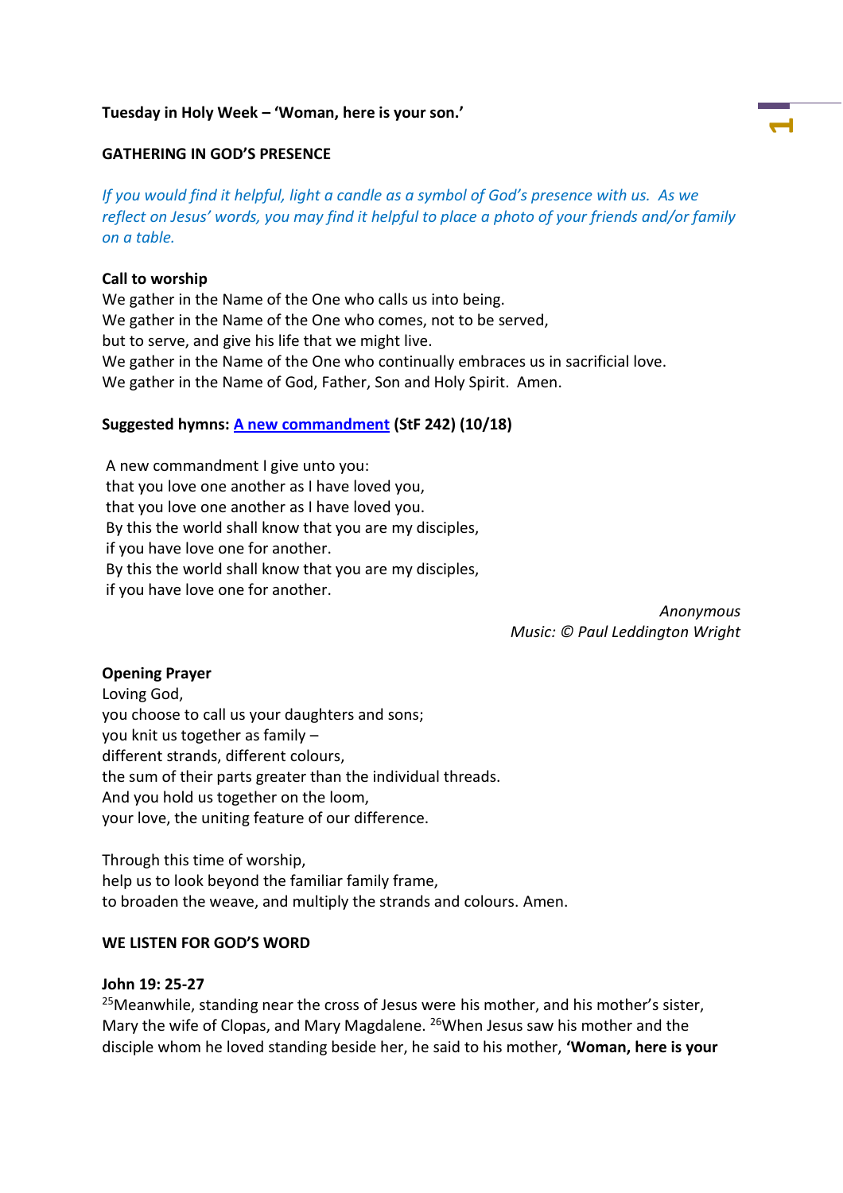**Tuesday in Holy Week – 'Woman, here is your son.'**

## GATHERING IN GOD'S PRESENCE

*If you would find it helpful, light a candle as a symbol of God's presence with us. As we reflect on Jesus' words, you may find it helpful to place a photo of your friends and/or family on a table.*

**Call to worship**

We gather in the Name of the One who calls us into being.
We gather in the Name of the One who comes, not to be served,
but to serve, and give his life that we might live.
We gather in the Name of the One who continually embraces us in sacrificial love.
We gather in the Name of God, Father, Son and Holy Spirit. Amen.

**Suggested hymns: A new commandment (StF 242) (10/18)**

A new commandment I give unto you:
that you love one another as I have loved you,
that you love one another as I have loved you.
By this the world shall know that you are my disciples,
if you have love one for another.
By this the world shall know that you are my disciples,
if you have love one for another.

*Anonymous*
*Music: © Paul Leddington Wright*

**Opening Prayer**

Loving God,
you choose to call us your daughters and sons;
you knit us together as family –
different strands, different colours,
the sum of their parts greater than the individual threads.
And you hold us together on the loom,
your love, the uniting feature of our difference.

Through this time of worship,
help us to look beyond the familiar family frame,
to broaden the weave, and multiply the strands and colours. Amen.

## WE LISTEN FOR GOD'S WORD

**John 19: 25-27**

[25]Meanwhile, standing near the cross of Jesus were his mother, and his mother's sister, Mary the wife of Clopas, and Mary Magdalene. [26]When Jesus saw his mother and the disciple whom he loved standing beside her, he said to his mother, **'Woman, here is your**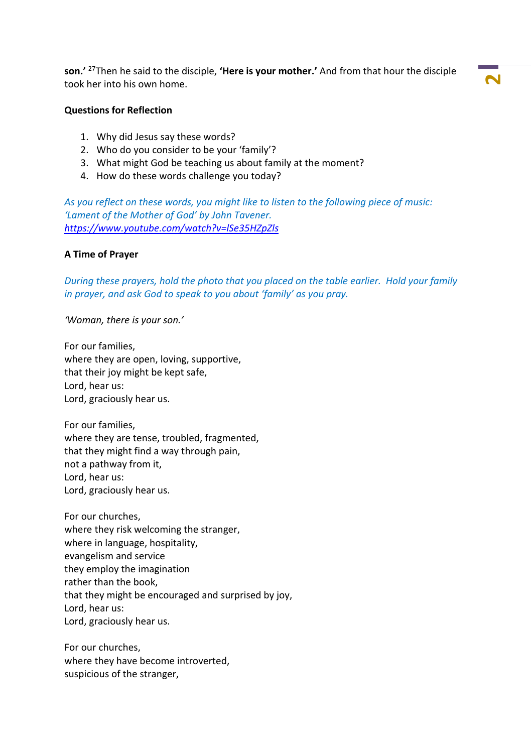**son.'** [27]Then he said to the disciple, **'Here is your mother.'** And from that hour the disciple took her into his own home.

**Questions for Reflection**

1. Why did Jesus say these words?
2. Who do you consider to be your 'family'?
3. What might God be teaching us about family at the moment?
4. How do these words challenge you today?

*As you reflect on these words, you might like to listen to the following piece of music: 'Lament of the Mother of God' by John Tavener.*
*https://www.youtube.com/watch?v=lSe35HZpZls*

**A Time of Prayer**

*During these prayers, hold the photo that you placed on the table earlier. Hold your family in prayer, and ask God to speak to you about 'family' as you pray.*

*'Woman, there is your son.'*

For our families,
where they are open, loving, supportive,
that their joy might be kept safe,
Lord, hear us:
Lord, graciously hear us.

For our families,
where they are tense, troubled, fragmented,
that they might find a way through pain,
not a pathway from it,
Lord, hear us:
Lord, graciously hear us.

For our churches,
where they risk welcoming the stranger,
where in language, hospitality,
evangelism and service
they employ the imagination
rather than the book,
that they might be encouraged and surprised by joy,
Lord, hear us:
Lord, graciously hear us.

For our churches,
where they have become introverted,
suspicious of the stranger,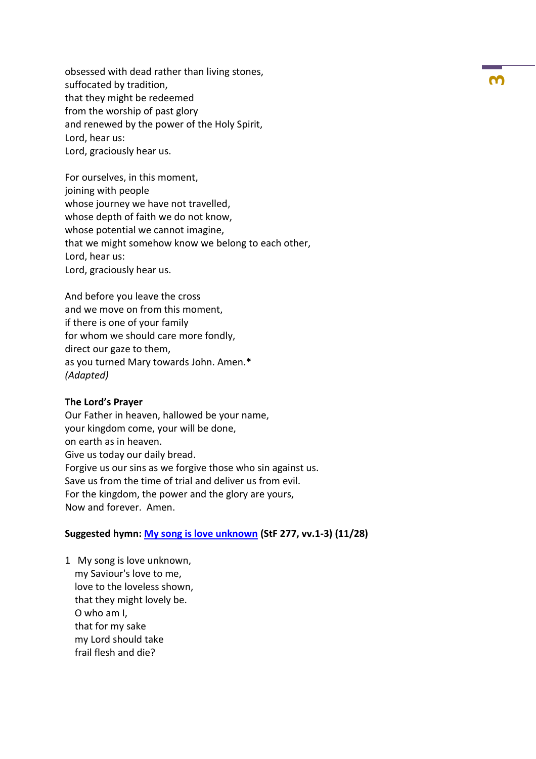obsessed with dead rather than living stones,
suffocated by tradition,
that they might be redeemed
from the worship of past glory
and renewed by the power of the Holy Spirit,
Lord, hear us:
Lord, graciously hear us.

For ourselves, in this moment,
joining with people
whose journey we have not travelled,
whose depth of faith we do not know,
whose potential we cannot imagine,
that we might somehow know we belong to each other,
Lord, hear us:
Lord, graciously hear us.

And before you leave the cross
and we move on from this moment,
if there is one of your family
for whom we should care more fondly,
direct our gaze to them,
as you turned Mary towards John. Amen.**\***
*(Adapted)*

**The Lord's Prayer**
Our Father in heaven, hallowed be your name,
your kingdom come, your will be done,
on earth as in heaven.
Give us today our daily bread.
Forgive us our sins as we forgive those who sin against us.
Save us from the time of trial and deliver us from evil.
For the kingdom, the power and the glory are yours,
Now and forever. Amen.

**Suggested hymn: [My song is love unknown](#) (StF 277, vv.1-3) (11/28)**

1 My song is love unknown,
my Saviour's love to me,
love to the loveless shown,
that they might lovely be.
O who am I,
that for my sake
my Lord should take
frail flesh and die?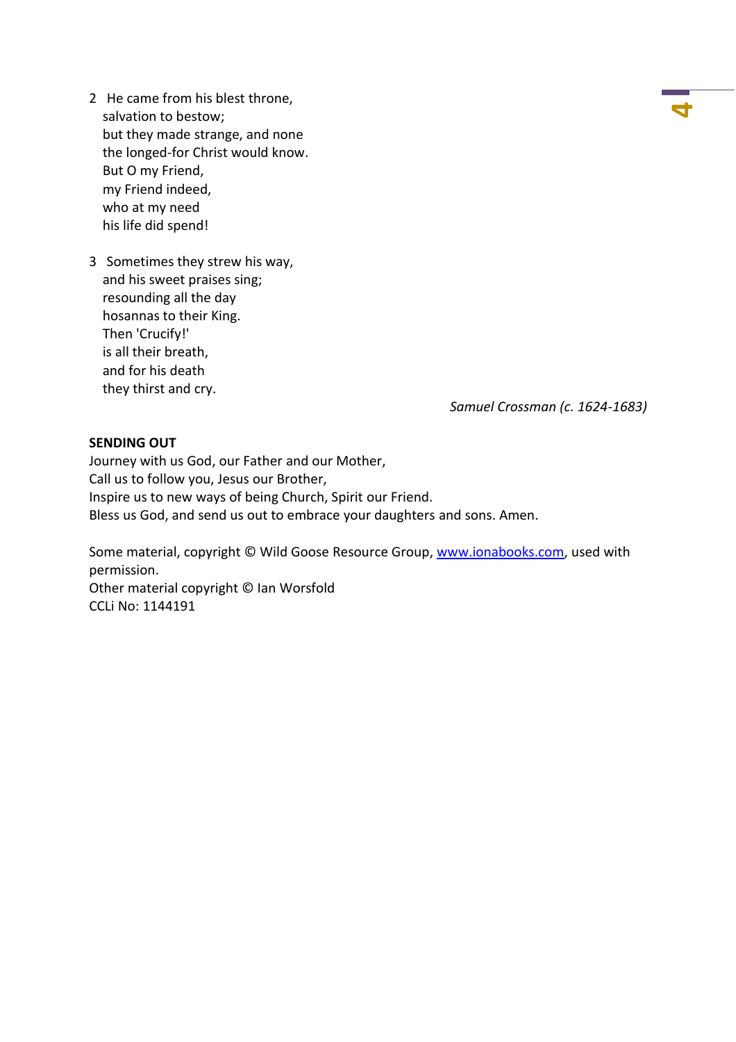2 He came from his blest throne,
salvation to bestow;
but they made strange, and none
the longed-for Christ would know.
But O my Friend,
my Friend indeed,
who at my need
his life did spend!

3 Sometimes they strew his way,
and his sweet praises sing;
resounding all the day
hosannas to their King.
Then 'Crucify!'
is all their breath,
and for his death
they thirst and cry.

*Samuel Crossman (c. 1624-1683)*

**SENDING OUT**

Journey with us God, our Father and our Mother,
Call us to follow you, Jesus our Brother,
Inspire us to new ways of being Church, Spirit our Friend.
Bless us God, and send us out to embrace your daughters and sons. Amen.

Some material, copyright © Wild Goose Resource Group, www.ionabooks.com, used with permission.
Other material copyright © Ian Worsfold
CCLi No: 1144191